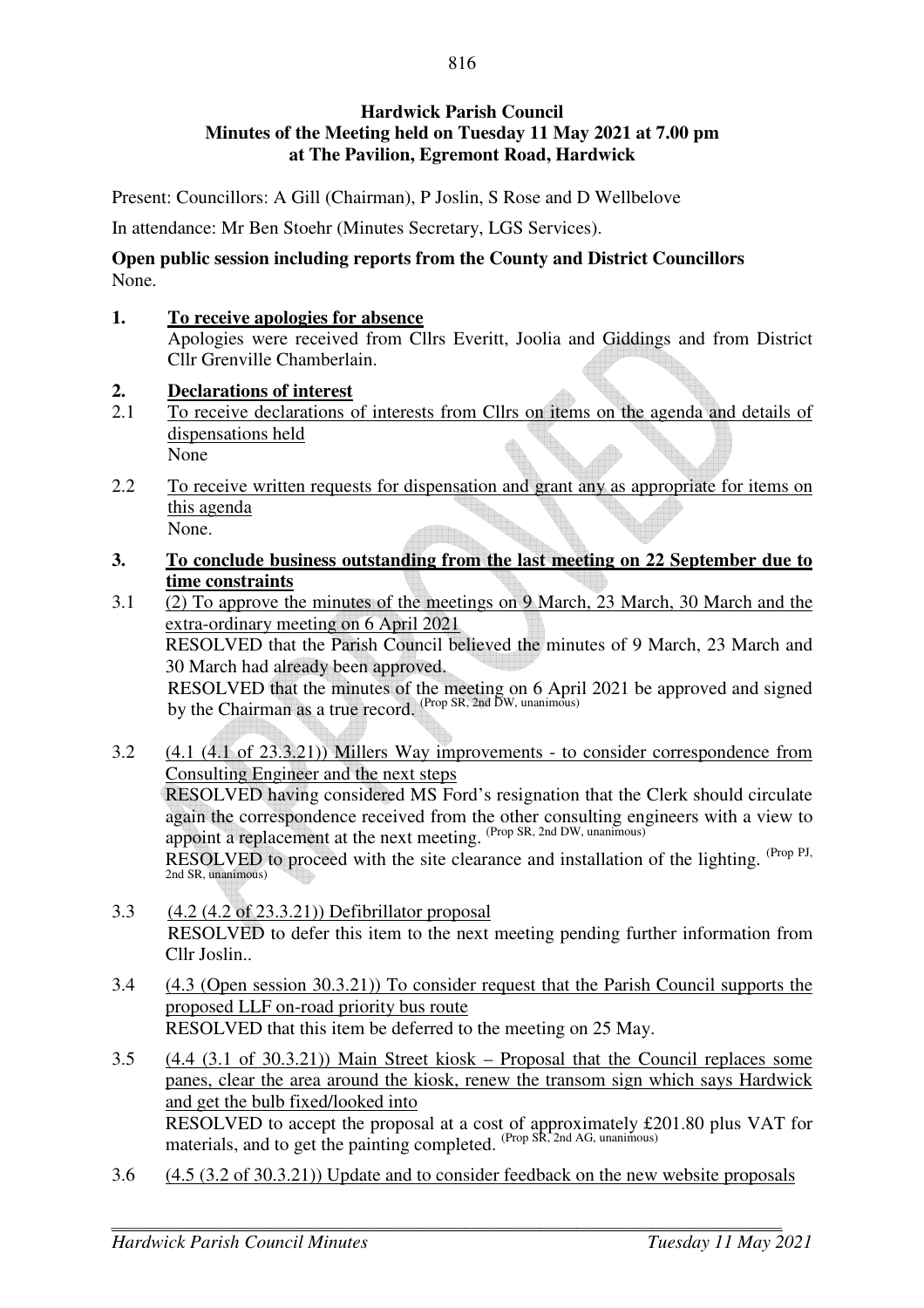**Hardwick Parish Council**
**Minutes of the Meeting held on Tuesday 11 May 2021 at 7.00 pm**
**at The Pavilion, Egremont Road, Hardwick**

Present: Councillors: A Gill (Chairman), P Joslin, S Rose and D Wellbelove

In attendance: Mr Ben Stoehr (Minutes Secretary, LGS Services).

**Open public session including reports from the County and District Councillors**
None.

**1. To receive apologies for absence**
Apologies were received from Cllrs Everitt, Joolia and Giddings and from District Cllr Grenville Chamberlain.

**2. Declarations of interest**

2.1 To receive declarations of interests from Cllrs on items on the agenda and details of dispensations held
None

2.2 To receive written requests for dispensation and grant any as appropriate for items on this agenda
None.

**3. To conclude business outstanding from the last meeting on 22 September due to time constraints**

3.1 (2) To approve the minutes of the meetings on 9 March, 23 March, 30 March and the extra-ordinary meeting on 6 April 2021
RESOLVED that the Parish Council believed the minutes of 9 March, 23 March and 30 March had already been approved.
RESOLVED that the minutes of the meeting on 6 April 2021 be approved and signed by the Chairman as a true record. (Prop SR, 2nd DW, unanimous)

3.2 (4.1 (4.1 of 23.3.21)) Millers Way improvements - to consider correspondence from Consulting Engineer and the next steps
RESOLVED having considered MS Ford's resignation that the Clerk should circulate again the correspondence received from the other consulting engineers with a view to appoint a replacement at the next meeting. (Prop SR, 2nd DW, unanimous)
RESOLVED to proceed with the site clearance and installation of the lighting. (Prop PJ, 2nd SR, unanimous)

3.3 (4.2 (4.2 of 23.3.21)) Defibrillator proposal
RESOLVED to defer this item to the next meeting pending further information from Cllr Joslin..

3.4 (4.3 (Open session 30.3.21)) To consider request that the Parish Council supports the proposed LLF on-road priority bus route
RESOLVED that this item be deferred to the meeting on 25 May.

3.5 (4.4 (3.1 of 30.3.21)) Main Street kiosk – Proposal that the Council replaces some panes, clear the area around the kiosk, renew the transom sign which says Hardwick and get the bulb fixed/looked into
RESOLVED to accept the proposal at a cost of approximately £201.80 plus VAT for materials, and to get the painting completed. (Prop SR, 2nd AG, unanimous)

3.6 (4.5 (3.2 of 30.3.21)) Update and to consider feedback on the new website proposals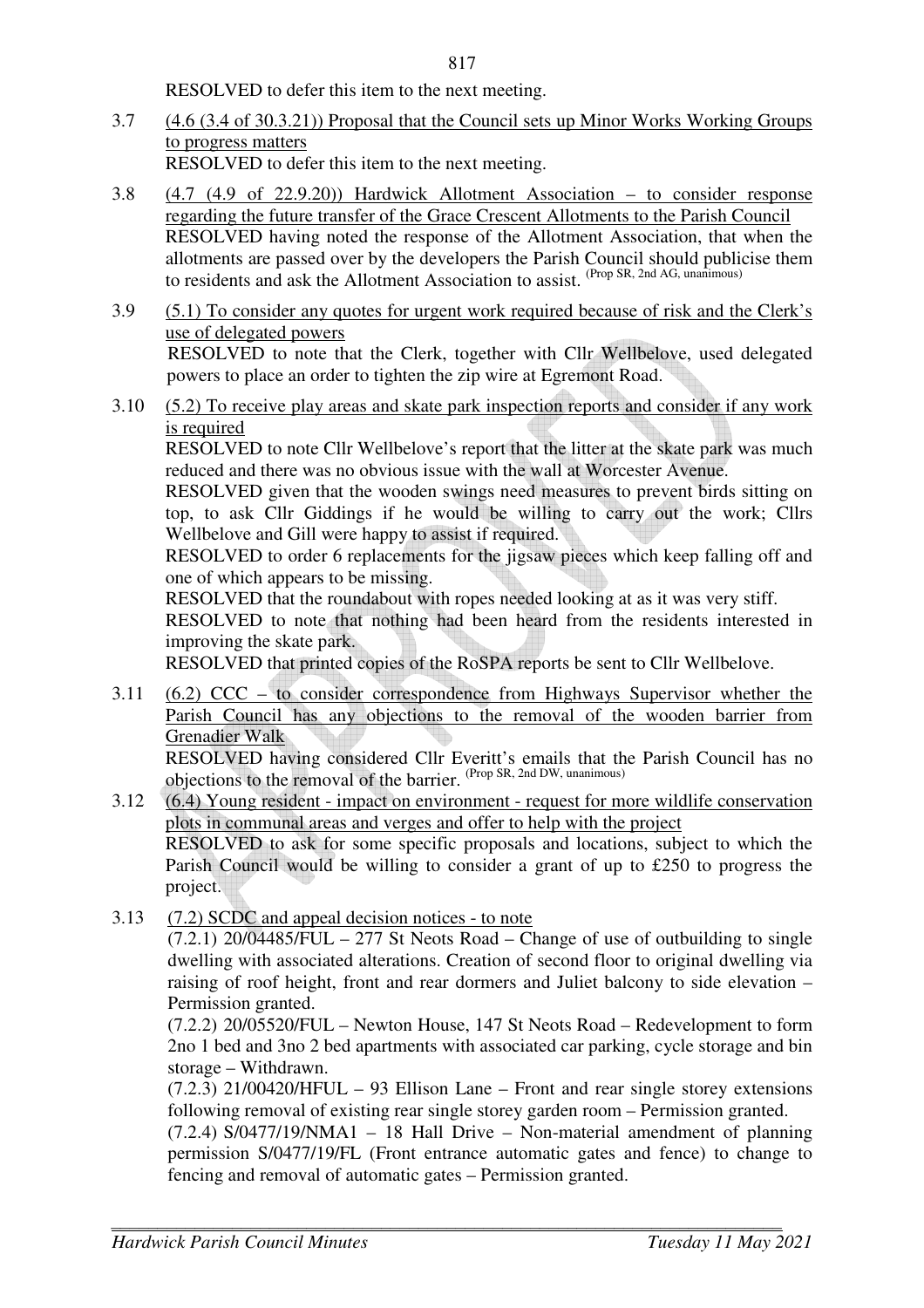RESOLVED to defer this item to the next meeting.

3.7 <u>(4.6 (3.4 of 30.3.21)) Proposal that the Council sets up Minor Works Working Groups to progress matters</u>
RESOLVED to defer this item to the next meeting.

3.8 <u>(4.7 (4.9 of 22.9.20)) Hardwick Allotment Association – to consider response regarding the future transfer of the Grace Crescent Allotments to the Parish Council</u>
RESOLVED having noted the response of the Allotment Association, that when the allotments are passed over by the developers the Parish Council should publicise them to residents and ask the Allotment Association to assist. (Prop SR, 2nd AG, unanimous)

3.9 <u>(5.1) To consider any quotes for urgent work required because of risk and the Clerk's use of delegated powers</u>
RESOLVED to note that the Clerk, together with Cllr Wellbelove, used delegated powers to place an order to tighten the zip wire at Egremont Road.

3.10 <u>(5.2) To receive play areas and skate park inspection reports and consider if any work is required</u>
RESOLVED to note Cllr Wellbelove's report that the litter at the skate park was much reduced and there was no obvious issue with the wall at Worcester Avenue.
RESOLVED given that the wooden swings need measures to prevent birds sitting on top, to ask Cllr Giddings if he would be willing to carry out the work; Cllrs Wellbelove and Gill were happy to assist if required.
RESOLVED to order 6 replacements for the jigsaw pieces which keep falling off and one of which appears to be missing.
RESOLVED that the roundabout with ropes needed looking at as it was very stiff.
RESOLVED to note that nothing had been heard from the residents interested in improving the skate park.
RESOLVED that printed copies of the RoSPA reports be sent to Cllr Wellbelove.

3.11 <u>(6.2) CCC – to consider correspondence from Highways Supervisor whether the Parish Council has any objections to the removal of the wooden barrier from Grenadier Walk</u>
RESOLVED having considered Cllr Everitt's emails that the Parish Council has no objections to the removal of the barrier. (Prop SR, 2nd DW, unanimous)

3.12 <u>(6.4) Young resident - impact on environment - request for more wildlife conservation plots in communal areas and verges and offer to help with the project</u>
RESOLVED to ask for some specific proposals and locations, subject to which the Parish Council would be willing to consider a grant of up to £250 to progress the project.

3.13 <u>(7.2) SCDC and appeal decision notices - to note</u>
(7.2.1) 20/04485/FUL – 277 St Neots Road – Change of use of outbuilding to single dwelling with associated alterations. Creation of second floor to original dwelling via raising of roof height, front and rear dormers and Juliet balcony to side elevation – Permission granted.
(7.2.2) 20/05520/FUL – Newton House, 147 St Neots Road – Redevelopment to form 2no 1 bed and 3no 2 bed apartments with associated car parking, cycle storage and bin storage – Withdrawn.
(7.2.3) 21/00420/HFUL – 93 Ellison Lane – Front and rear single storey extensions following removal of existing rear single storey garden room – Permission granted.
(7.2.4) S/0477/19/NMA1 – 18 Hall Drive – Non-material amendment of planning permission S/0477/19/FL (Front entrance automatic gates and fence) to change to fencing and removal of automatic gates – Permission granted.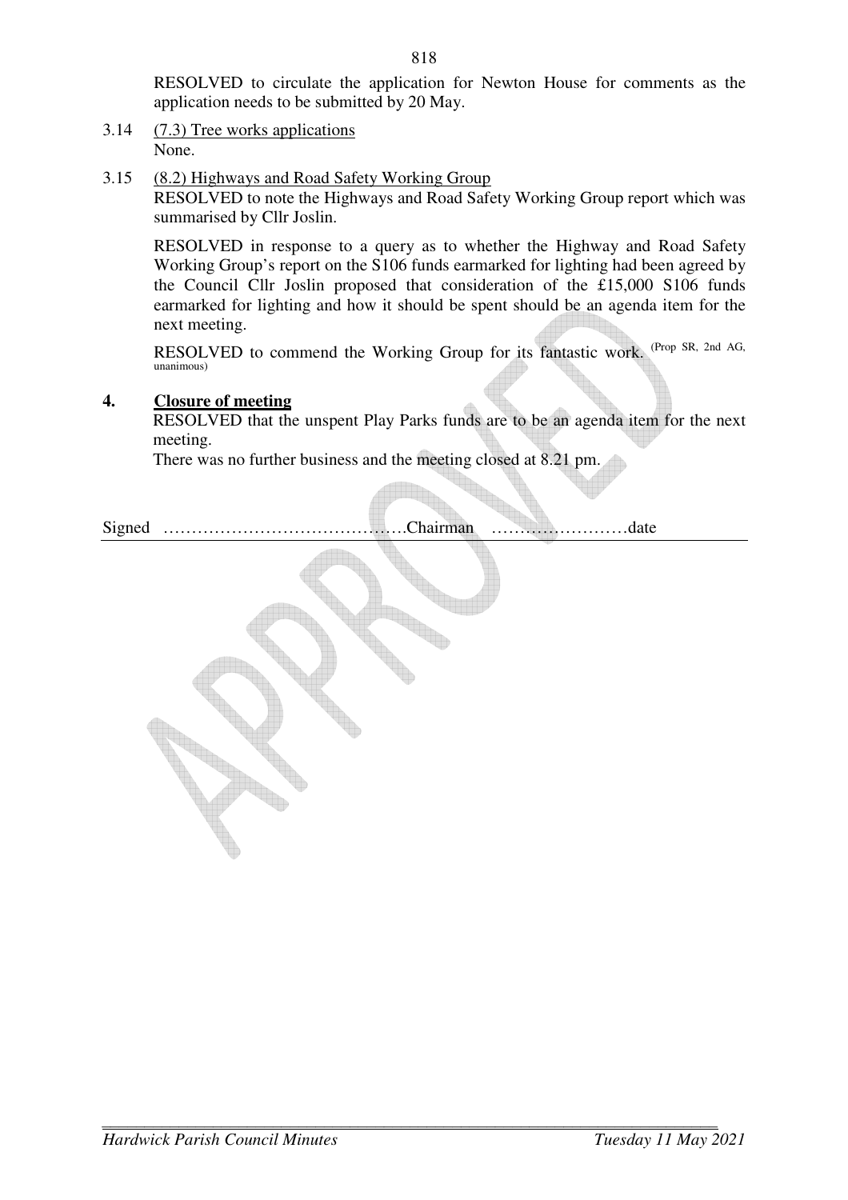RESOLVED to circulate the application for Newton House for comments as the application needs to be submitted by 20 May.

3.14 (7.3) Tree works applications
None.

3.15 (8.2) Highways and Road Safety Working Group
RESOLVED to note the Highways and Road Safety Working Group report which was summarised by Cllr Joslin.

RESOLVED in response to a query as to whether the Highway and Road Safety Working Group's report on the S106 funds earmarked for lighting had been agreed by the Council Cllr Joslin proposed that consideration of the £15,000 S106 funds earmarked for lighting and how it should be spent should be an agenda item for the next meeting.

RESOLVED to commend the Working Group for its fantastic work. (Prop SR, 2nd AG, unanimous)

## 4. Closure of meeting

RESOLVED that the unspent Play Parks funds are to be an agenda item for the next meeting.

There was no further business and the meeting closed at 8.21 pm.

Signed …………………………………….Chairman ……………………date